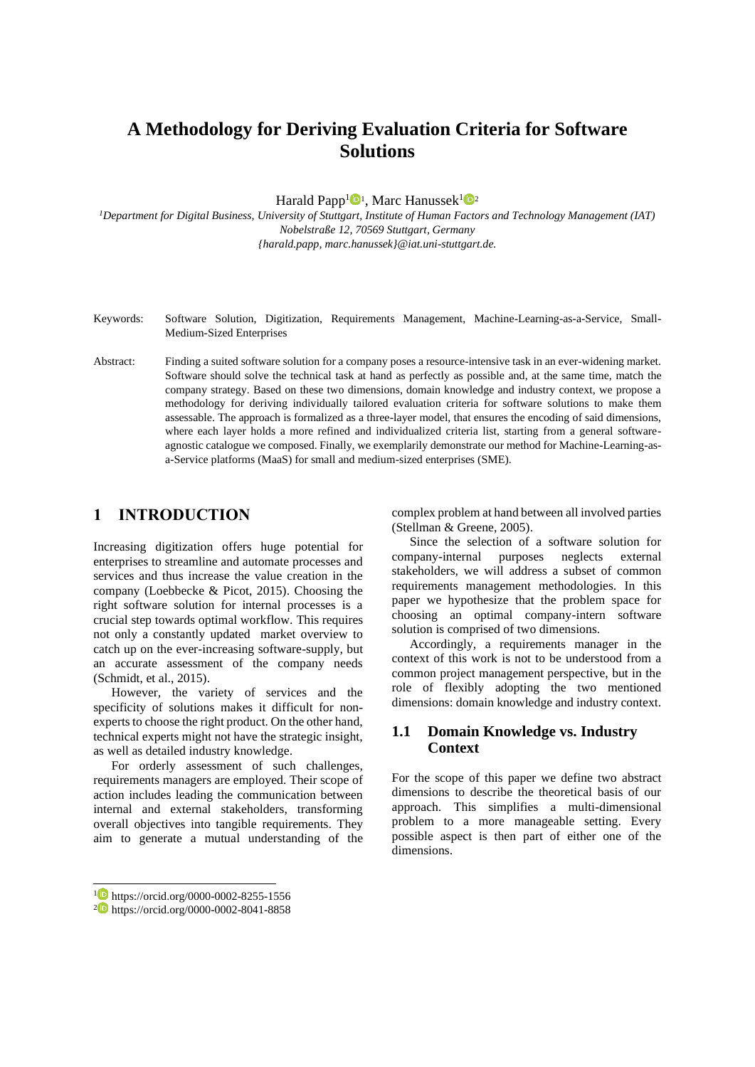# A Methodology for Deriving Evaluation Criteria for Software Solutions

Harald Papp[1][1], Marc Hanussek[1][2]

[1]*Department for Digital Business, University of Stuttgart, Institute of Human Factors and Technology Management (IAT) Nobelstraße 12, 70569 Stuttgart, Germany*
*{harald.papp, marc.hanussek}@iat.uni-stuttgart.de.*

Keywords: Software Solution, Digitization, Requirements Management, Machine-Learning-as-a-Service, Small-Medium-Sized Enterprises

Abstract: Finding a suited software solution for a company poses a resource-intensive task in an ever-widening market. Software should solve the technical task at hand as perfectly as possible and, at the same time, match the company strategy. Based on these two dimensions, domain knowledge and industry context, we propose a methodology for deriving individually tailored evaluation criteria for software solutions to make them assessable. The approach is formalized as a three-layer model, that ensures the encoding of said dimensions, where each layer holds a more refined and individualized criteria list, starting from a general software-agnostic catalogue we composed. Finally, we exemplarily demonstrate our method for Machine-Learning-as-a-Service platforms (MaaS) for small and medium-sized enterprises (SME).

## 1 INTRODUCTION

Increasing digitization offers huge potential for enterprises to streamline and automate processes and services and thus increase the value creation in the company (Loebbecke & Picot, 2015). Choosing the right software solution for internal processes is a crucial step towards optimal workflow. This requires not only a constantly updated market overview to catch up on the ever-increasing software-supply, but an accurate assessment of the company needs (Schmidt, et al., 2015).

However, the variety of services and the specificity of solutions makes it difficult for non-experts to choose the right product. On the other hand, technical experts might not have the strategic insight, as well as detailed industry knowledge.

For orderly assessment of such challenges, requirements managers are employed. Their scope of action includes leading the communication between internal and external stakeholders, transforming overall objectives into tangible requirements. They aim to generate a mutual understanding of the complex problem at hand between all involved parties (Stellman & Greene, 2005).

Since the selection of a software solution for company-internal purposes neglects external stakeholders, we will address a subset of common requirements management methodologies. In this paper we hypothesize that the problem space for choosing an optimal company-intern software solution is comprised of two dimensions.

Accordingly, a requirements manager in the context of this work is not to be understood from a common project management perspective, but in the role of flexibly adopting the two mentioned dimensions: domain knowledge and industry context.

### 1.1 Domain Knowledge vs. Industry Context

For the scope of this paper we define two abstract dimensions to describe the theoretical basis of our approach. This simplifies a multi-dimensional problem to a more manageable setting. Every possible aspect is then part of either one of the dimensions.

[1] https://orcid.org/0000-0002-8255-1556
[2] https://orcid.org/0000-0002-8041-8858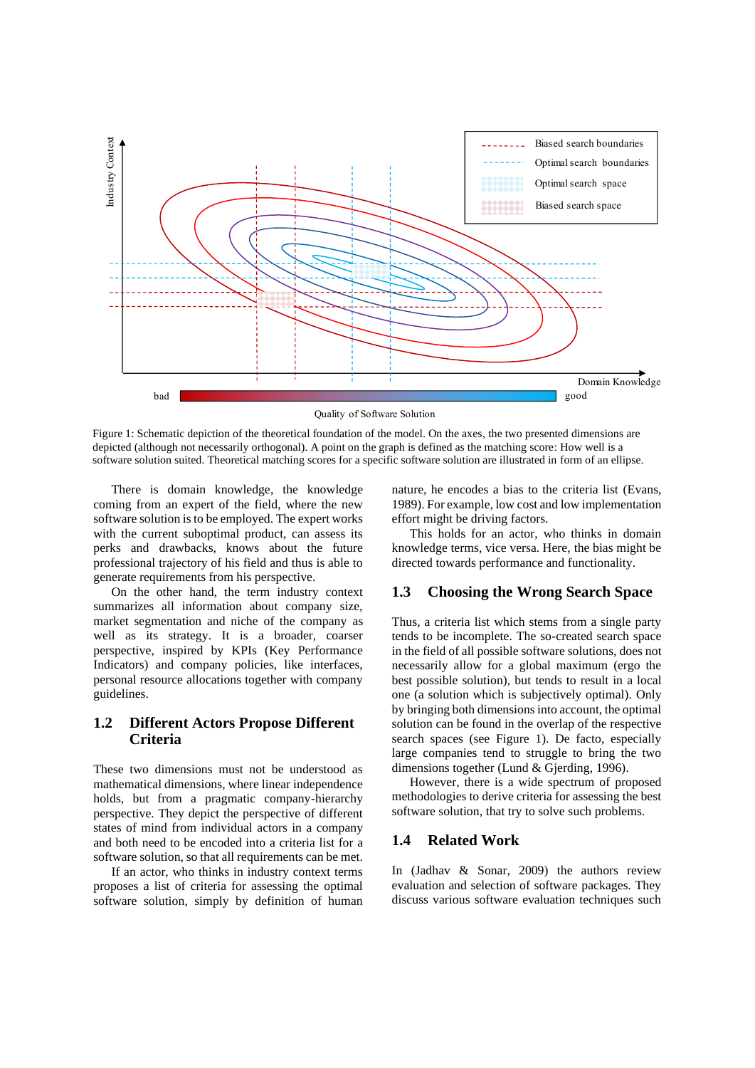Figure 1: Schematic depiction of the theoretical foundation of the model. On the axes, the two presented dimensions are depicted (although not necessarily orthogonal). A point on the graph is defined as the matching score: How well is a software solution suited. Theoretical matching scores for a specific software solution are illustrated in form of an ellipse.

There is domain knowledge, the knowledge coming from an expert of the field, where the new software solution is to be employed. The expert works with the current suboptimal product, can assess its perks and drawbacks, knows about the future professional trajectory of his field and thus is able to generate requirements from his perspective.

On the other hand, the term industry context summarizes all information about company size, market segmentation and niche of the company as well as its strategy. It is a broader, coarser perspective, inspired by KPIs (Key Performance Indicators) and company policies, like interfaces, personal resource allocations together with company guidelines.

## 1.2 Different Actors Propose Different Criteria

These two dimensions must not be understood as mathematical dimensions, where linear independence holds, but from a pragmatic company-hierarchy perspective. They depict the perspective of different states of mind from individual actors in a company and both need to be encoded into a criteria list for a software solution, so that all requirements can be met.

If an actor, who thinks in industry context terms proposes a list of criteria for assessing the optimal software solution, simply by definition of human nature, he encodes a bias to the criteria list (Evans, 1989). For example, low cost and low implementation effort might be driving factors.

This holds for an actor, who thinks in domain knowledge terms, vice versa. Here, the bias might be directed towards performance and functionality.

## 1.3 Choosing the Wrong Search Space

Thus, a criteria list which stems from a single party tends to be incomplete. The so-created search space in the field of all possible software solutions, does not necessarily allow for a global maximum (ergo the best possible solution), but tends to result in a local one (a solution which is subjectively optimal). Only by bringing both dimensions into account, the optimal solution can be found in the overlap of the respective search spaces (see Figure 1). De facto, especially large companies tend to struggle to bring the two dimensions together (Lund & Gjerding, 1996).

However, there is a wide spectrum of proposed methodologies to derive criteria for assessing the best software solution, that try to solve such problems.

## 1.4 Related Work

In (Jadhav & Sonar, 2009) the authors review evaluation and selection of software packages. They discuss various software evaluation techniques such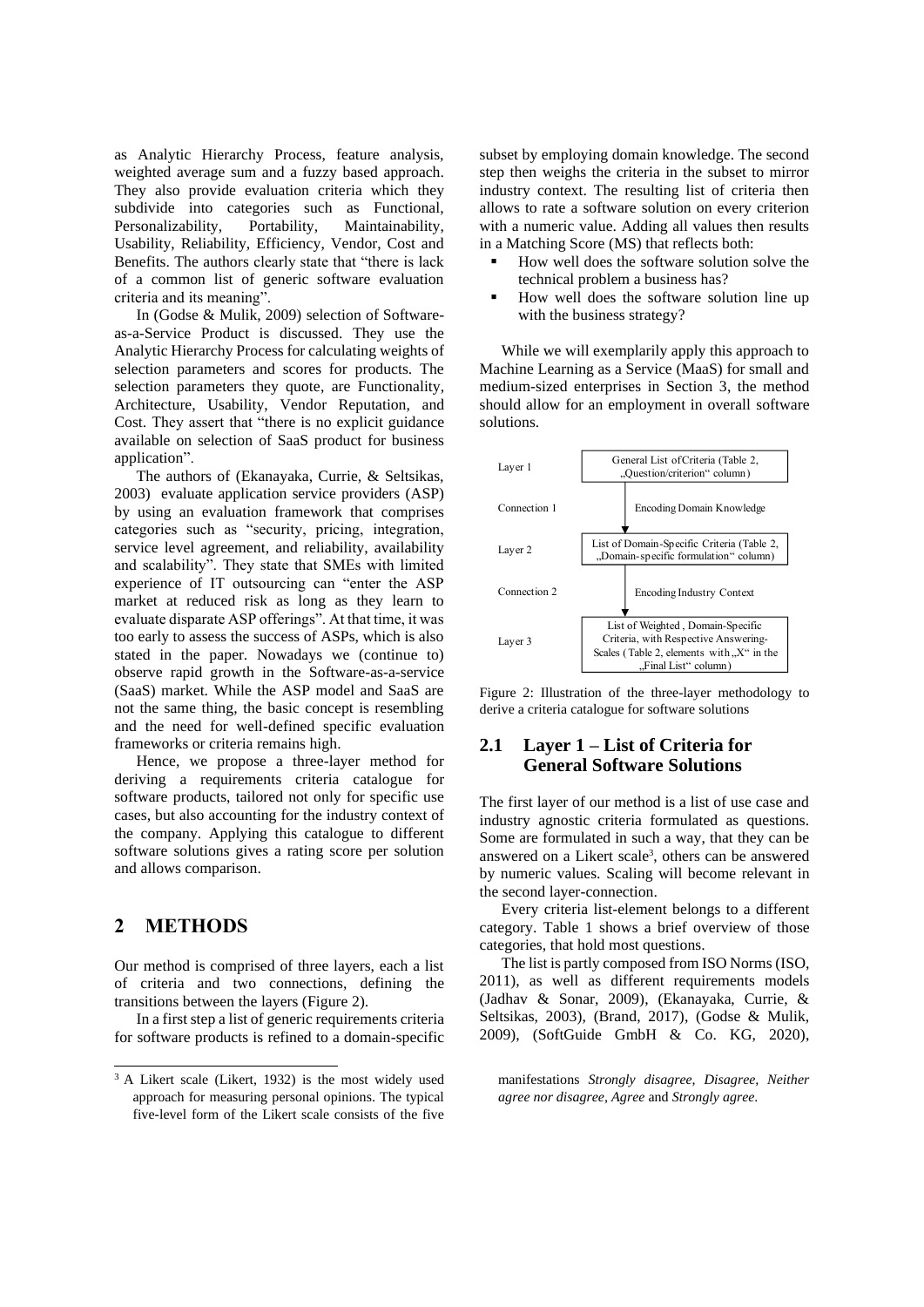as Analytic Hierarchy Process, feature analysis, weighted average sum and a fuzzy based approach. They also provide evaluation criteria which they subdivide into categories such as Functional, Personalizability, Portability, Maintainability, Usability, Reliability, Efficiency, Vendor, Cost and Benefits. The authors clearly state that "there is lack of a common list of generic software evaluation criteria and its meaning".

In (Godse & Mulik, 2009) selection of Software-as-a-Service Product is discussed. They use the Analytic Hierarchy Process for calculating weights of selection parameters and scores for products. The selection parameters they quote, are Functionality, Architecture, Usability, Vendor Reputation, and Cost. They assert that "there is no explicit guidance available on selection of SaaS product for business application".

The authors of (Ekanayaka, Currie, & Seltsikas, 2003) evaluate application service providers (ASP) by using an evaluation framework that comprises categories such as "security, pricing, integration, service level agreement, and reliability, availability and scalability". They state that SMEs with limited experience of IT outsourcing can "enter the ASP market at reduced risk as long as they learn to evaluate disparate ASP offerings". At that time, it was too early to assess the success of ASPs, which is also stated in the paper. Nowadays we (continue to) observe rapid growth in the Software-as-a-service (SaaS) market. While the ASP model and SaaS are not the same thing, the basic concept is resembling and the need for well-defined specific evaluation frameworks or criteria remains high.

Hence, we propose a three-layer method for deriving a requirements criteria catalogue for software products, tailored not only for specific use cases, but also accounting for the industry context of the company. Applying this catalogue to different software solutions gives a rating score per solution and allows comparison.

# 2 METHODS

Our method is comprised of three layers, each a list of criteria and two connections, defining the transitions between the layers (Figure 2).

In a first step a list of generic requirements criteria for software products is refined to a domain-specific subset by employing domain knowledge. The second step then weighs the criteria in the subset to mirror industry context. The resulting list of criteria then allows to rate a software solution on every criterion with a numeric value. Adding all values then results in a Matching Score (MS) that reflects both:

- How well does the software solution solve the technical problem a business has?
- How well does the software solution line up with the business strategy?

While we will exemplarily apply this approach to Machine Learning as a Service (MaaS) for small and medium-sized enterprises in Section 3, the method should allow for an employment in overall software solutions.

| | |
|---|---|
| Layer 1 | General List of Criteria (Table 2, „Question/criterion“ column) |
| Connection 1 | Encoding Domain Knowledge |
| Layer 2 | List of Domain-Specific Criteria (Table 2, „Domain-specific formulation“ column) |
| Connection 2 | Encoding Industry Context |
| Layer 3 | List of Weighted, Domain-Specific Criteria, with Respective Answering-Scales (Table 2, elements with „X“ in the „Final List“ column) |

Figure 2: Illustration of the three-layer methodology to derive a criteria catalogue for software solutions

## 2.1 Layer 1 – List of Criteria for General Software Solutions

The first layer of our method is a list of use case and industry agnostic criteria formulated as questions. Some are formulated in such a way, that they can be answered on a Likert scale[3], others can be answered by numeric values. Scaling will become relevant in the second layer-connection.

Every criteria list-element belongs to a different category. Table 1 shows a brief overview of those categories, that hold most questions.

The list is partly composed from ISO Norms (ISO, 2011), as well as different requirements models (Jadhav & Sonar, 2009), (Ekanayaka, Currie, & Seltsikas, 2003), (Brand, 2017), (Godse & Mulik, 2009), (SoftGuide GmbH & Co. KG, 2020),

[3] A Likert scale (Likert, 1932) is the most widely used approach for measuring personal opinions. The typical five-level form of the Likert scale consists of the five manifestations *Strongly disagree*, *Disagree*, *Neither agree nor disagree*, *Agree* and *Strongly agree*.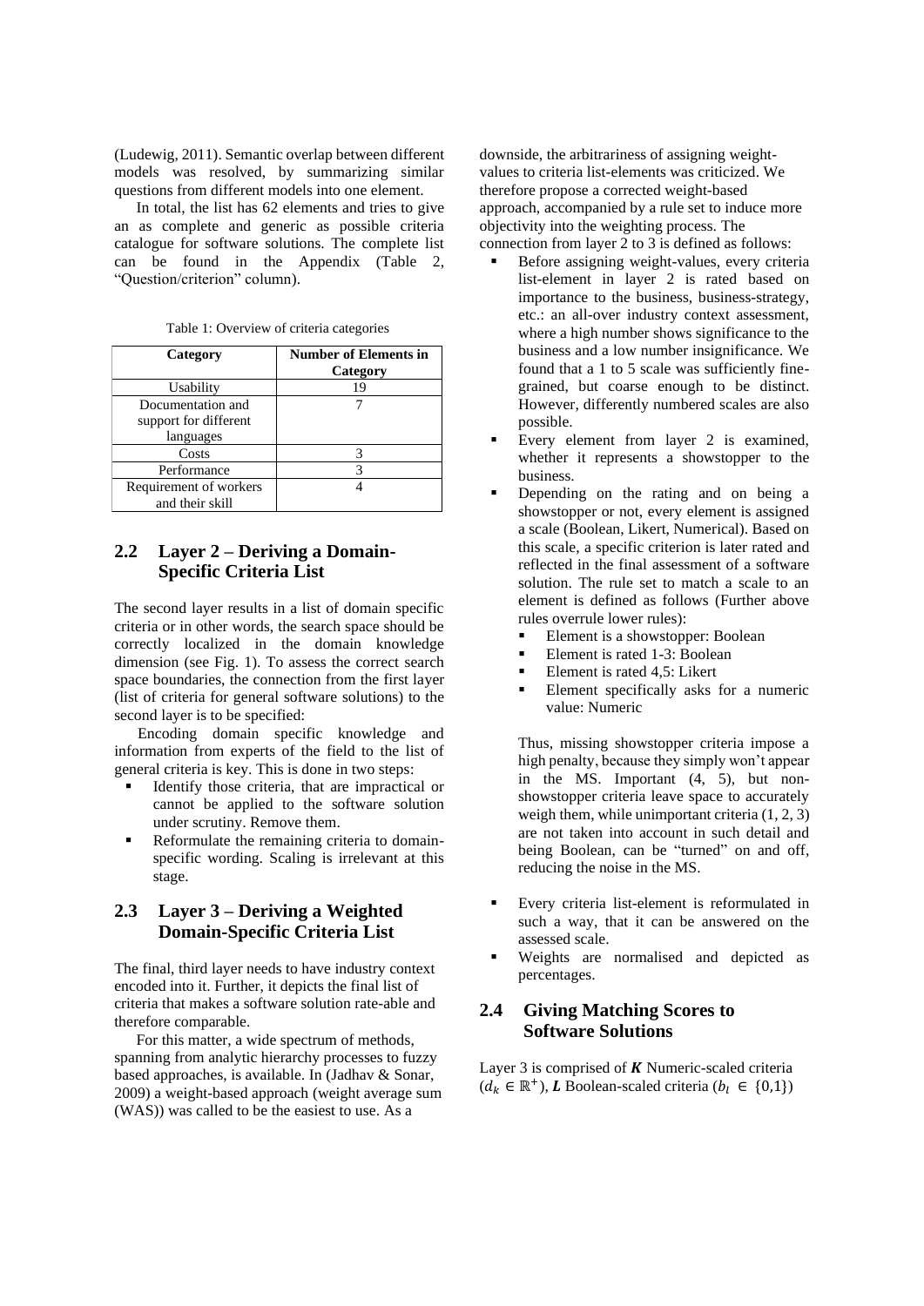(Ludewig, 2011). Semantic overlap between different models was resolved, by summarizing similar questions from different models into one element.

In total, the list has 62 elements and tries to give an as complete and generic as possible criteria catalogue for software solutions. The complete list can be found in the Appendix (Table 2, "Question/criterion" column).

Table 1: Overview of criteria categories

| Category | Number of Elements in Category |
|---|---|
| Usability | 19 |
| Documentation and support for different languages | 7 |
| Costs | 3 |
| Performance | 3 |
| Requirement of workers and their skill | 4 |

## 2.2 Layer 2 – Deriving a Domain-Specific Criteria List

The second layer results in a list of domain specific criteria or in other words, the search space should be correctly localized in the domain knowledge dimension (see Fig. 1). To assess the correct search space boundaries, the connection from the first layer (list of criteria for general software solutions) to the second layer is to be specified:

Encoding domain specific knowledge and information from experts of the field to the list of general criteria is key. This is done in two steps:

- Identify those criteria, that are impractical or cannot be applied to the software solution under scrutiny. Remove them.
- Reformulate the remaining criteria to domain-specific wording. Scaling is irrelevant at this stage.

## 2.3 Layer 3 – Deriving a Weighted Domain-Specific Criteria List

The final, third layer needs to have industry context encoded into it. Further, it depicts the final list of criteria that makes a software solution rate-able and therefore comparable.

For this matter, a wide spectrum of methods, spanning from analytic hierarchy processes to fuzzy based approaches, is available. In (Jadhav & Sonar, 2009) a weight-based approach (weight average sum (WAS)) was called to be the easiest to use. As a downside, the arbitrariness of assigning weight-values to criteria list-elements was criticized. We therefore propose a corrected weight-based approach, accompanied by a rule set to induce more objectivity into the weighting process. The connection from layer 2 to 3 is defined as follows:

- Before assigning weight-values, every criteria list-element in layer 2 is rated based on importance to the business, business-strategy, etc.: an all-over industry context assessment, where a high number shows significance to the business and a low number insignificance. We found that a 1 to 5 scale was sufficiently fine-grained, but coarse enough to be distinct. However, differently numbered scales are also possible.
- Every element from layer 2 is examined, whether it represents a showstopper to the business.
- Depending on the rating and on being a showstopper or not, every element is assigned a scale (Boolean, Likert, Numerical). Based on this scale, a specific criterion is later rated and reflected in the final assessment of a software solution. The rule set to match a scale to an element is defined as follows (Further above rules overrule lower rules):
  - Element is a showstopper: Boolean
  - Element is rated 1-3: Boolean
  - Element is rated 4,5: Likert
  - Element specifically asks for a numeric value: Numeric

  Thus, missing showstopper criteria impose a high penalty, because they simply won't appear in the MS. Important (4, 5), but non-showstopper criteria leave space to accurately weigh them, while unimportant criteria (1, 2, 3) are not taken into account in such detail and being Boolean, can be "turned" on and off, reducing the noise in the MS.

- Every criteria list-element is reformulated in such a way, that it can be answered on the assessed scale.
- Weights are normalised and depicted as percentages.

## 2.4 Giving Matching Scores to Software Solutions

Layer 3 is comprised of $\boldsymbol{K}$ Numeric-scaled criteria ($d_k \in \mathbb{R}^+$), $\boldsymbol{L}$ Boolean-scaled criteria ($b_l \in \{0,1\}$)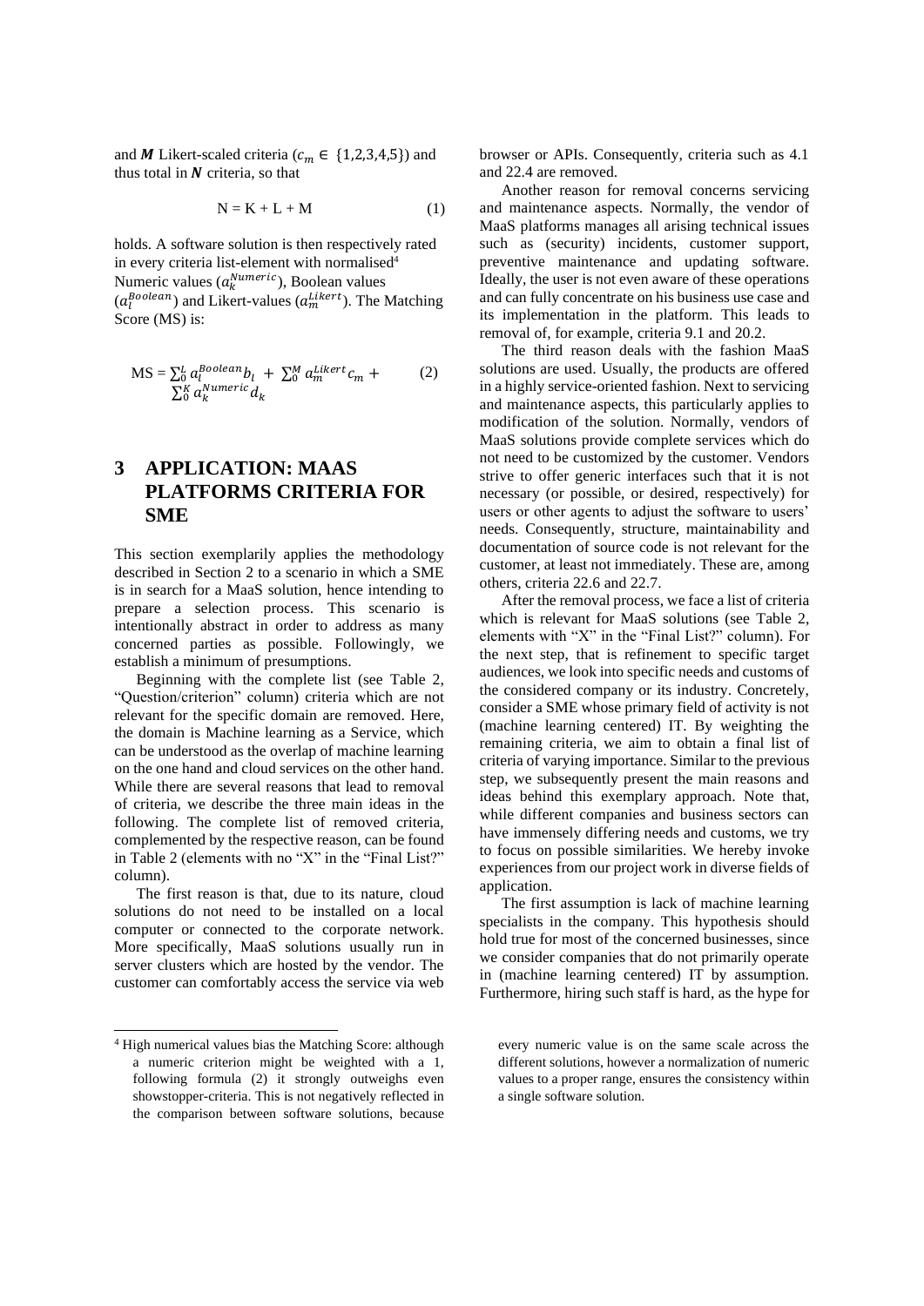and $\boldsymbol{M}$ Likert-scaled criteria ($c_m \in \{1,2,3,4,5\}$) and thus total in $\boldsymbol{N}$ criteria, so that

$$N = K + L + M \qquad (1)$$

holds. A software solution is then respectively rated in every criteria list-element with normalised[4] Numeric values ($a_k^{Numeric}$), Boolean values ($a_l^{Boolean}$) and Likert-values ($a_m^{Likert}$). The Matching Score (MS) is:

$$MS = \sum_0^L a_l^{Boolean} b_l + \sum_0^M a_m^{Likert} c_m + \sum_0^K a_k^{Numeric} d_k \qquad (2)$$

# 3 APPLICATION: MAAS PLATFORMS CRITERIA FOR SME

This section exemplarily applies the methodology described in Section 2 to a scenario in which a SME is in search for a MaaS solution, hence intending to prepare a selection process. This scenario is intentionally abstract in order to address as many concerned parties as possible. Followingly, we establish a minimum of presumptions.

Beginning with the complete list (see Table 2, "Question/criterion" column) criteria which are not relevant for the specific domain are removed. Here, the domain is Machine learning as a Service, which can be understood as the overlap of machine learning on the one hand and cloud services on the other hand. While there are several reasons that lead to removal of criteria, we describe the three main ideas in the following. The complete list of removed criteria, complemented by the respective reason, can be found in Table 2 (elements with no "X" in the "Final List?" column).

The first reason is that, due to its nature, cloud solutions do not need to be installed on a local computer or connected to the corporate network. More specifically, MaaS solutions usually run in server clusters which are hosted by the vendor. The customer can comfortably access the service via web browser or APIs. Consequently, criteria such as 4.1 and 22.4 are removed.

Another reason for removal concerns servicing and maintenance aspects. Normally, the vendor of MaaS platforms manages all arising technical issues such as (security) incidents, customer support, preventive maintenance and updating software. Ideally, the user is not even aware of these operations and can fully concentrate on his business use case and its implementation in the platform. This leads to removal of, for example, criteria 9.1 and 20.2.

The third reason deals with the fashion MaaS solutions are used. Usually, the products are offered in a highly service-oriented fashion. Next to servicing and maintenance aspects, this particularly applies to modification of the solution. Normally, vendors of MaaS solutions provide complete services which do not need to be customized by the customer. Vendors strive to offer generic interfaces such that it is not necessary (or possible, or desired, respectively) for users or other agents to adjust the software to users' needs. Consequently, structure, maintainability and documentation of source code is not relevant for the customer, at least not immediately. These are, among others, criteria 22.6 and 22.7.

After the removal process, we face a list of criteria which is relevant for MaaS solutions (see Table 2, elements with "X" in the "Final List?" column). For the next step, that is refinement to specific target audiences, we look into specific needs and customs of the considered company or its industry. Concretely, consider a SME whose primary field of activity is not (machine learning centered) IT. By weighting the remaining criteria, we aim to obtain a final list of criteria of varying importance. Similar to the previous step, we subsequently present the main reasons and ideas behind this exemplary approach. Note that, while different companies and business sectors can have immensely differing needs and customs, we try to focus on possible similarities. We hereby invoke experiences from our project work in diverse fields of application.

The first assumption is lack of machine learning specialists in the company. This hypothesis should hold true for most of the concerned businesses, since we consider companies that do not primarily operate in (machine learning centered) IT by assumption. Furthermore, hiring such staff is hard, as the hype for

[4] High numerical values bias the Matching Score: although a numeric criterion might be weighted with a 1, following formula (2) it strongly outweighs even showstopper-criteria. This is not negatively reflected in the comparison between software solutions, because every numeric value is on the same scale across the different solutions, however a normalization of numeric values to a proper range, ensures the consistency within a single software solution.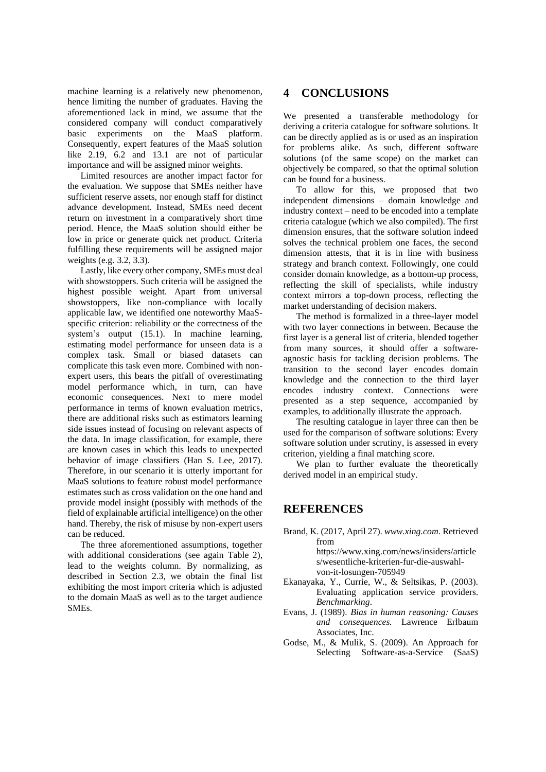machine learning is a relatively new phenomenon, hence limiting the number of graduates. Having the aforementioned lack in mind, we assume that the considered company will conduct comparatively basic experiments on the MaaS platform. Consequently, expert features of the MaaS solution like 2.19, 6.2 and 13.1 are not of particular importance and will be assigned minor weights.

Limited resources are another impact factor for the evaluation. We suppose that SMEs neither have sufficient reserve assets, nor enough staff for distinct advance development. Instead, SMEs need decent return on investment in a comparatively short time period. Hence, the MaaS solution should either be low in price or generate quick net product. Criteria fulfilling these requirements will be assigned major weights (e.g. 3.2, 3.3).

Lastly, like every other company, SMEs must deal with showstoppers. Such criteria will be assigned the highest possible weight. Apart from universal showstoppers, like non-compliance with locally applicable law, we identified one noteworthy MaaS-specific criterion: reliability or the correctness of the system's output (15.1). In machine learning, estimating model performance for unseen data is a complex task. Small or biased datasets can complicate this task even more. Combined with non-expert users, this bears the pitfall of overestimating model performance which, in turn, can have economic consequences. Next to mere model performance in terms of known evaluation metrics, there are additional risks such as estimators learning side issues instead of focusing on relevant aspects of the data. In image classification, for example, there are known cases in which this leads to unexpected behavior of image classifiers (Han S. Lee, 2017). Therefore, in our scenario it is utterly important for MaaS solutions to feature robust model performance estimates such as cross validation on the one hand and provide model insight (possibly with methods of the field of explainable artificial intelligence) on the other hand. Thereby, the risk of misuse by non-expert users can be reduced.

The three aforementioned assumptions, together with additional considerations (see again Table 2), lead to the weights column. By normalizing, as described in Section 2.3, we obtain the final list exhibiting the most import criteria which is adjusted to the domain MaaS as well as to the target audience SMEs.

# 4 CONCLUSIONS

We presented a transferable methodology for deriving a criteria catalogue for software solutions. It can be directly applied as is or used as an inspiration for problems alike. As such, different software solutions (of the same scope) on the market can objectively be compared, so that the optimal solution can be found for a business.

To allow for this, we proposed that two independent dimensions – domain knowledge and industry context – need to be encoded into a template criteria catalogue (which we also compiled). The first dimension ensures, that the software solution indeed solves the technical problem one faces, the second dimension attests, that it is in line with business strategy and branch context. Followingly, one could consider domain knowledge, as a bottom-up process, reflecting the skill of specialists, while industry context mirrors a top-down process, reflecting the market understanding of decision makers.

The method is formalized in a three-layer model with two layer connections in between. Because the first layer is a general list of criteria, blended together from many sources, it should offer a software-agnostic basis for tackling decision problems. The transition to the second layer encodes domain knowledge and the connection to the third layer encodes industry context. Connections were presented as a step sequence, accompanied by examples, to additionally illustrate the approach.

The resulting catalogue in layer three can then be used for the comparison of software solutions: Every software solution under scrutiny, is assessed in every criterion, yielding a final matching score.

We plan to further evaluate the theoretically derived model in an empirical study.

# REFERENCES

Brand, K. (2017, April 27). *www.xing.com*. Retrieved from https://www.xing.com/news/insiders/articles/wesentliche-kriterien-fur-die-auswahl-von-it-losungen-705949

Ekanayaka, Y., Currie, W., & Seltsikas, P. (2003). Evaluating application service providers. *Benchmarking*.

Evans, J. (1989). *Bias in human reasoning: Causes and consequences.* Lawrence Erlbaum Associates, Inc.

Godse, M., & Mulik, S. (2009). An Approach for Selecting Software-as-a-Service (SaaS)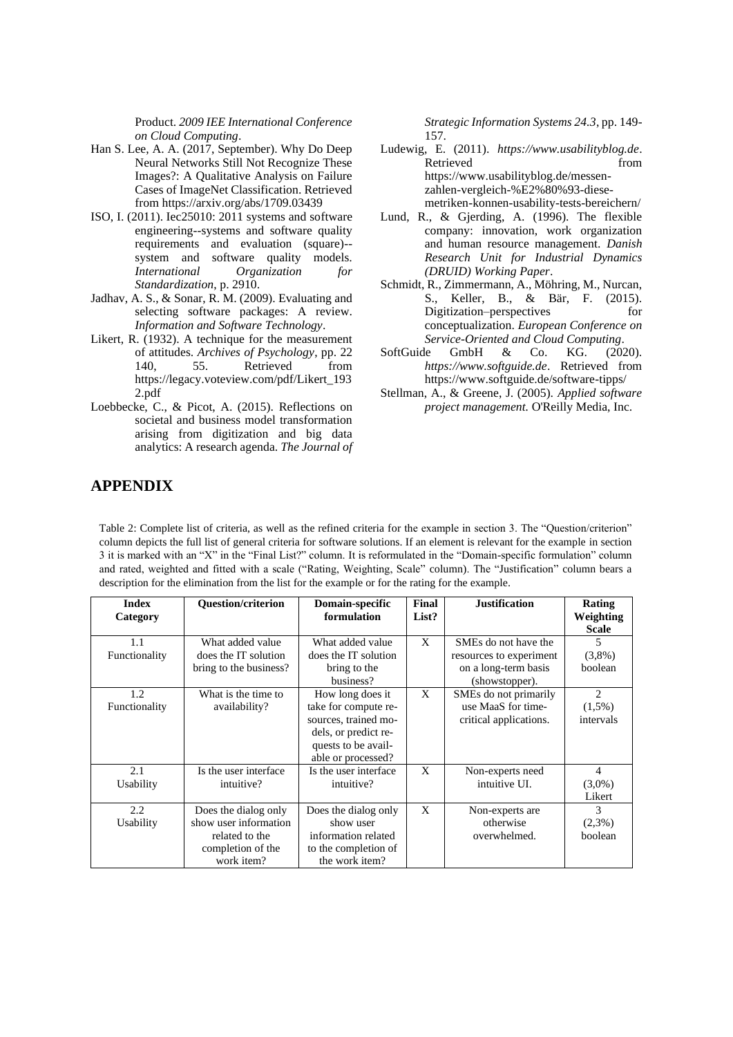Product. *2009 IEE International Conference on Cloud Computing*.

Han S. Lee, A. A. (2017, September). Why Do Deep Neural Networks Still Not Recognize These Images?: A Qualitative Analysis on Failure Cases of ImageNet Classification. Retrieved from https://arxiv.org/abs/1709.03439

ISO, I. (2011). Iec25010: 2011 systems and software engineering--systems and software quality requirements and evaluation (square)--system and software quality models. *International Organization for Standardization*, p. 2910.

Jadhav, A. S., & Sonar, R. M. (2009). Evaluating and selecting software packages: A review. *Information and Software Technology*.

Likert, R. (1932). A technique for the measurement of attitudes. *Archives of Psychology*, pp. 22 140, 55. Retrieved from https://legacy.voteview.com/pdf/Likert_1932.pdf

Loebbecke, C., & Picot, A. (2015). Reflections on societal and business model transformation arising from digitization and big data analytics: A research agenda. *The Journal of Strategic Information Systems 24.3*, pp. 149-157.

Ludewig, E. (2011). *https://www.usabilityblog.de*. Retrieved from https://www.usabilityblog.de/messen-zahlen-vergleich-%E2%80%93-diese-metriken-konnen-usability-tests-bereichern/

Lund, R., & Gjerding, A. (1996). The flexible company: innovation, work organization and human resource management. *Danish Research Unit for Industrial Dynamics (DRUID) Working Paper*.

Schmidt, R., Zimmermann, A., Möhring, M., Nurcan, S., Keller, B., & Bär, F. (2015). Digitization–perspectives for conceptualization. *European Conference on Service-Oriented and Cloud Computing*.

SoftGuide GmbH & Co. KG. (2020). *https://www.softguide.de*. Retrieved from https://www.softguide.de/software-tipps/

Stellman, A., & Greene, J. (2005). *Applied software project management.* O'Reilly Media, Inc.

# APPENDIX

Table 2: Complete list of criteria, as well as the refined criteria for the example in section 3. The "Question/criterion" column depicts the full list of general criteria for software solutions. If an element is relevant for the example in section 3 it is marked with an "X" in the "Final List?" column. It is reformulated in the "Domain-specific formulation" column and rated, weighted and fitted with a scale ("Rating, Weighting, Scale" column). The "Justification" column bears a description for the elimination from the list for the example or for the rating for the example.

| Index Category | Question/criterion | Domain-specific formulation | Final List? | Justification | Rating Weighting Scale |
|---|---|---|---|---|---|
| 1.1 Functionality | What added value does the IT solution bring to the business? | What added value does the IT solution bring to the business? | X | SMEs do not have the resources to experiment on a long-term basis (showstopper). | 5 (3,8%) boolean |
| 1.2 Functionality | What is the time to availability? | How long does it take for compute resources, trained models, or predict requests to be available or processed? | X | SMEs do not primarily use MaaS for time-critical applications. | 2 (1,5%) intervals |
| 2.1 Usability | Is the user interface intuitive? | Is the user interface intuitive? | X | Non-experts need intuitive UI. | 4 (3,0%) Likert |
| 2.2 Usability | Does the dialog only show user information related to the completion of the work item? | Does the dialog only show user information related to the completion of the work item? | X | Non-experts are otherwise overwhelmed. | 3 (2,3%) boolean |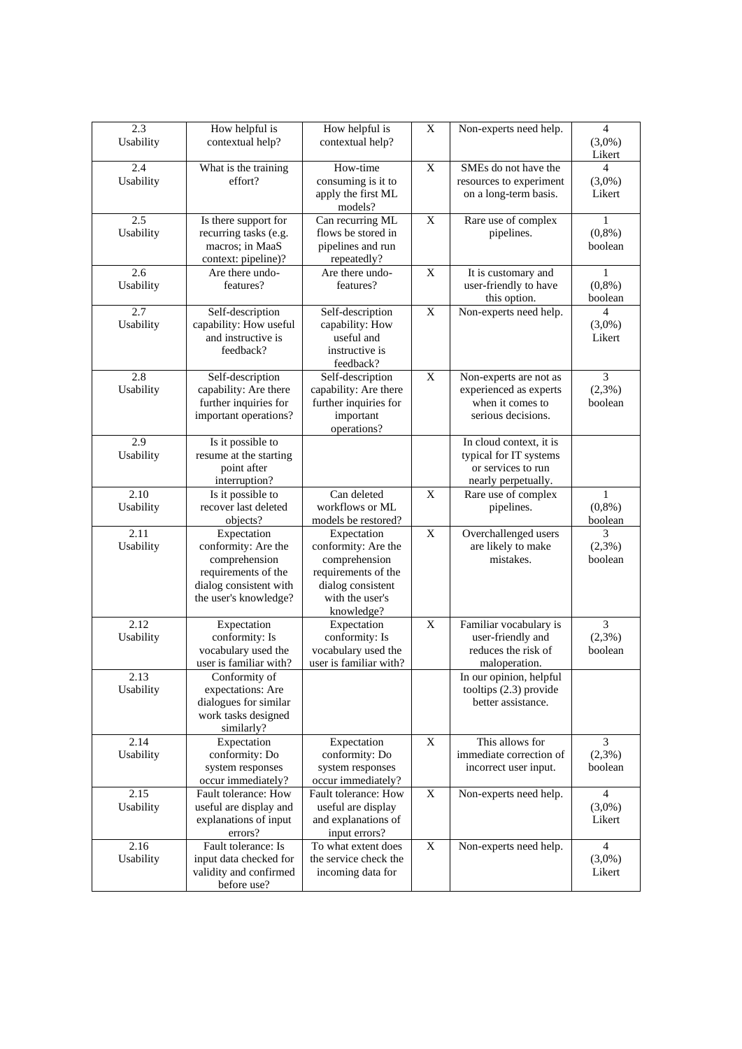| | | | | | |
|---|---|---|---|---|---|
| 2.3 Usability | How helpful is contextual help? | How helpful is contextual help? | X | Non-experts need help. | 4 (3,0%) Likert |
| 2.4 Usability | What is the training effort? | How-time consuming is it to apply the first ML models? | X | SMEs do not have the resources to experiment on a long-term basis. | 4 (3,0%) Likert |
| 2.5 Usability | Is there support for recurring tasks (e.g. macros; in MaaS context: pipeline)? | Can recurring ML flows be stored in pipelines and run repeatedly? | X | Rare use of complex pipelines. | 1 (0,8%) boolean |
| 2.6 Usability | Are there undo-features? | Are there undo-features? | X | It is customary and user-friendly to have this option. | 1 (0,8%) boolean |
| 2.7 Usability | Self-description capability: How useful and instructive is feedback? | Self-description capability: How useful and instructive is feedback? | X | Non-experts need help. | 4 (3,0%) Likert |
| 2.8 Usability | Self-description capability: Are there further inquiries for important operations? | Self-description capability: Are there further inquiries for important operations? | X | Non-experts are not as experienced as experts when it comes to serious decisions. | 3 (2,3%) boolean |
| 2.9 Usability | Is it possible to resume at the starting point after interruption? | | | In cloud context, it is typical for IT systems or services to run nearly perpetually. | |
| 2.10 Usability | Is it possible to recover last deleted objects? | Can deleted workflows or ML models be restored? | X | Rare use of complex pipelines. | 1 (0,8%) boolean |
| 2.11 Usability | Expectation conformity: Are the comprehension requirements of the dialog consistent with the user's knowledge? | Expectation conformity: Are the comprehension requirements of the dialog consistent with the user's knowledge? | X | Overchallenged users are likely to make mistakes. | 3 (2,3%) boolean |
| 2.12 Usability | Expectation conformity: Is vocabulary used the user is familiar with? | Expectation conformity: Is vocabulary used the user is familiar with? | X | Familiar vocabulary is user-friendly and reduces the risk of maloperation. | 3 (2,3%) boolean |
| 2.13 Usability | Conformity of expectations: Are dialogues for similar work tasks designed similarly? | | | In our opinion, helpful tooltips (2.3) provide better assistance. | |
| 2.14 Usability | Expectation conformity: Do system responses occur immediately? | Expectation conformity: Do system responses occur immediately? | X | This allows for immediate correction of incorrect user input. | 3 (2,3%) boolean |
| 2.15 Usability | Fault tolerance: How useful are display and explanations of input errors? | Fault tolerance: How useful are display and explanations of input errors? | X | Non-experts need help. | 4 (3,0%) Likert |
| 2.16 Usability | Fault tolerance: Is input data checked for validity and confirmed before use? | To what extent does the service check the incoming data for | X | Non-experts need help. | 4 (3,0%) Likert |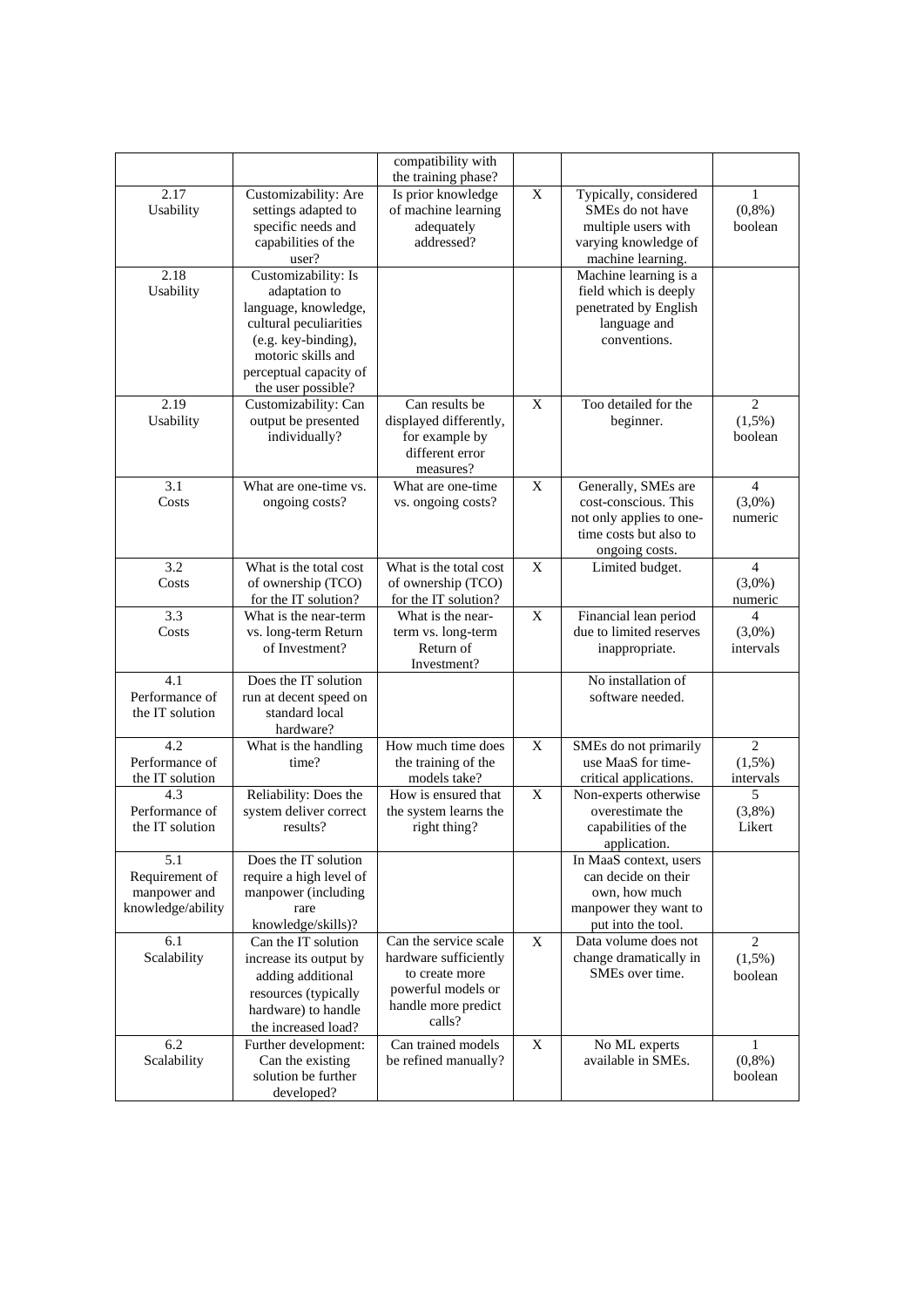| | | compatibility with the training phase? | | | |
|---|---|---|---|---|---|
| 2.17 Usability | Customizability: Are settings adapted to specific needs and capabilities of the user? | Is prior knowledge of machine learning adequately addressed? | X | Typically, considered SMEs do not have multiple users with varying knowledge of machine learning. | 1 (0,8%) boolean |
| 2.18 Usability | Customizability: Is adaptation to language, knowledge, cultural peculiarities (e.g. key-binding), motoric skills and perceptual capacity of the user possible? | | | Machine learning is a field which is deeply penetrated by English language and conventions. | |
| 2.19 Usability | Customizability: Can output be presented individually? | Can results be displayed differently, for example by different error measures? | X | Too detailed for the beginner. | 2 (1,5%) boolean |
| 3.1 Costs | What are one-time vs. ongoing costs? | What are one-time vs. ongoing costs? | X | Generally, SMEs are cost-conscious. This not only applies to one-time costs but also to ongoing costs. | 4 (3,0%) numeric |
| 3.2 Costs | What is the total cost of ownership (TCO) for the IT solution? | What is the total cost of ownership (TCO) for the IT solution? | X | Limited budget. | 4 (3,0%) numeric |
| 3.3 Costs | What is the near-term vs. long-term Return of Investment? | What is the near-term vs. long-term Return of Investment? | X | Financial lean period due to limited reserves inappropriate. | 4 (3,0%) intervals |
| 4.1 Performance of the IT solution | Does the IT solution run at decent speed on standard local hardware? | | | No installation of software needed. | |
| 4.2 Performance of the IT solution | What is the handling time? | How much time does the training of the models take? | X | SMEs do not primarily use MaaS for time-critical applications. | 2 (1,5%) intervals |
| 4.3 Performance of the IT solution | Reliability: Does the system deliver correct results? | How is ensured that the system learns the right thing? | X | Non-experts otherwise overestimate the capabilities of the application. | 5 (3,8%) Likert |
| 5.1 Requirement of manpower and knowledge/ability | Does the IT solution require a high level of manpower (including rare knowledge/skills)? | | | In MaaS context, users can decide on their own, how much manpower they want to put into the tool. | |
| 6.1 Scalability | Can the IT solution increase its output by adding additional resources (typically hardware) to handle the increased load? | Can the service scale hardware sufficiently to create more powerful models or handle more predict calls? | X | Data volume does not change dramatically in SMEs over time. | 2 (1,5%) boolean |
| 6.2 Scalability | Further development: Can the existing solution be further developed? | Can trained models be refined manually? | X | No ML experts available in SMEs. | 1 (0,8%) boolean |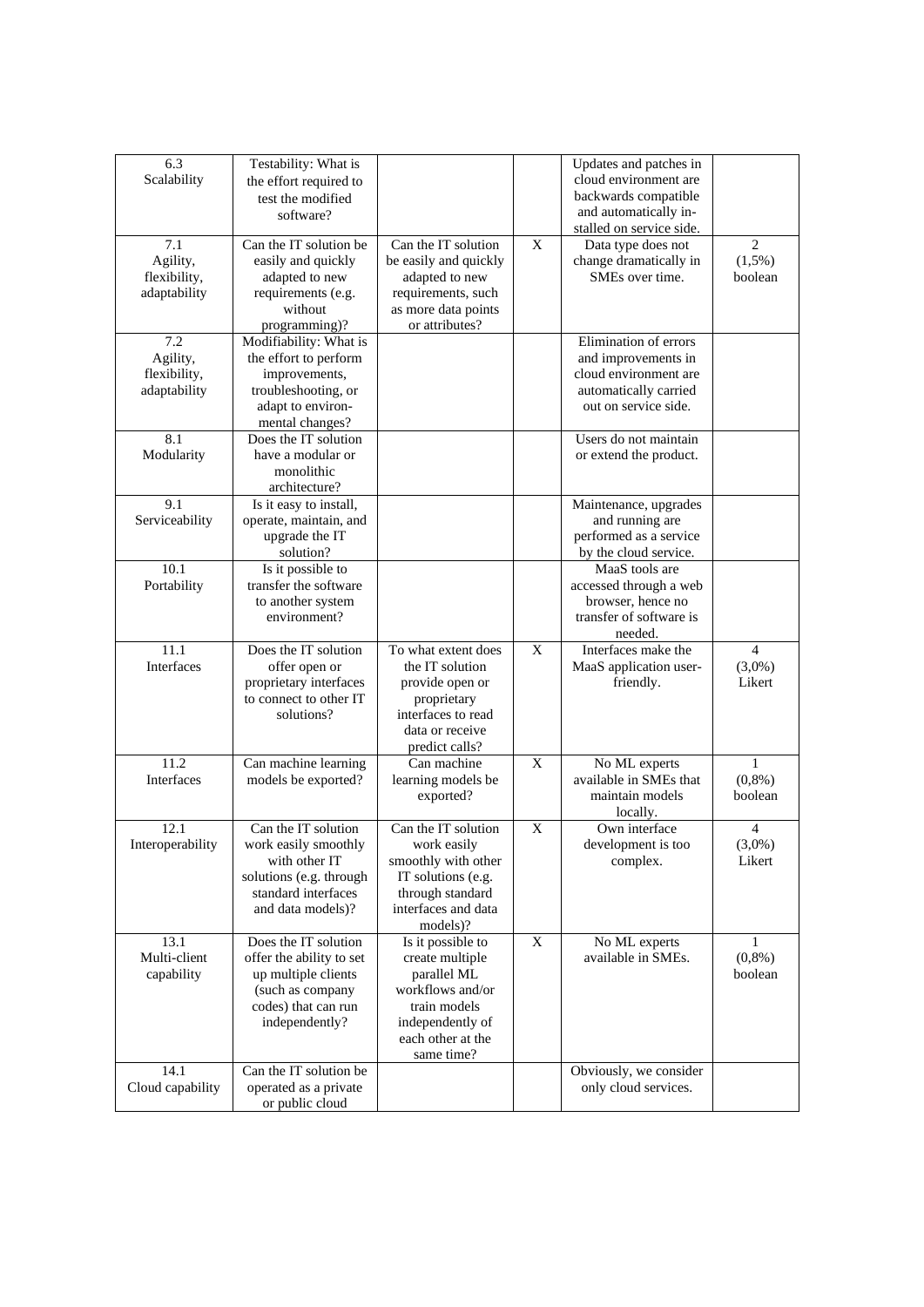| 6.3 Scalability | Testability: What is the effort required to test the modified software? | | | Updates and patches in cloud environment are backwards compatible and automatically installed on service side. | |
|---|---|---|---|---|---|
| 7.1 Agility, flexibility, adaptability | Can the IT solution be easily and quickly adapted to new requirements (e.g. without programming)? | Can the IT solution be easily and quickly adapted to new requirements, such as more data points or attributes? | X | Data type does not change dramatically in SMEs over time. | 2 (1,5%) boolean |
| 7.2 Agility, flexibility, adaptability | Modifiability: What is the effort to perform improvements, troubleshooting, or adapt to environmental changes? | | | Elimination of errors and improvements in cloud environment are automatically carried out on service side. | |
| 8.1 Modularity | Does the IT solution have a modular or monolithic architecture? | | | Users do not maintain or extend the product. | |
| 9.1 Serviceability | Is it easy to install, operate, maintain, and upgrade the IT solution? | | | Maintenance, upgrades and running are performed as a service by the cloud service. | |
| 10.1 Portability | Is it possible to transfer the software to another system environment? | | | MaaS tools are accessed through a web browser, hence no transfer of software is needed. | |
| 11.1 Interfaces | Does the IT solution offer open or proprietary interfaces to connect to other IT solutions? | To what extent does the IT solution provide open or proprietary interfaces to read data or receive predict calls? | X | Interfaces make the MaaS application user-friendly. | 4 (3,0%) Likert |
| 11.2 Interfaces | Can machine learning models be exported? | Can machine learning models be exported? | X | No ML experts available in SMEs that maintain models locally. | 1 (0,8%) boolean |
| 12.1 Interoperability | Can the IT solution work easily smoothly with other IT solutions (e.g. through standard interfaces and data models)? | Can the IT solution work easily smoothly with other IT solutions (e.g. through standard interfaces and data models)? | X | Own interface development is too complex. | 4 (3,0%) Likert |
| 13.1 Multi-client capability | Does the IT solution offer the ability to set up multiple clients (such as company codes) that can run independently? | Is it possible to create multiple parallel ML workflows and/or train models independently of each other at the same time? | X | No ML experts available in SMEs. | 1 (0,8%) boolean |
| 14.1 Cloud capability | Can the IT solution be operated as a private or public cloud | | | Obviously, we consider only cloud services. | |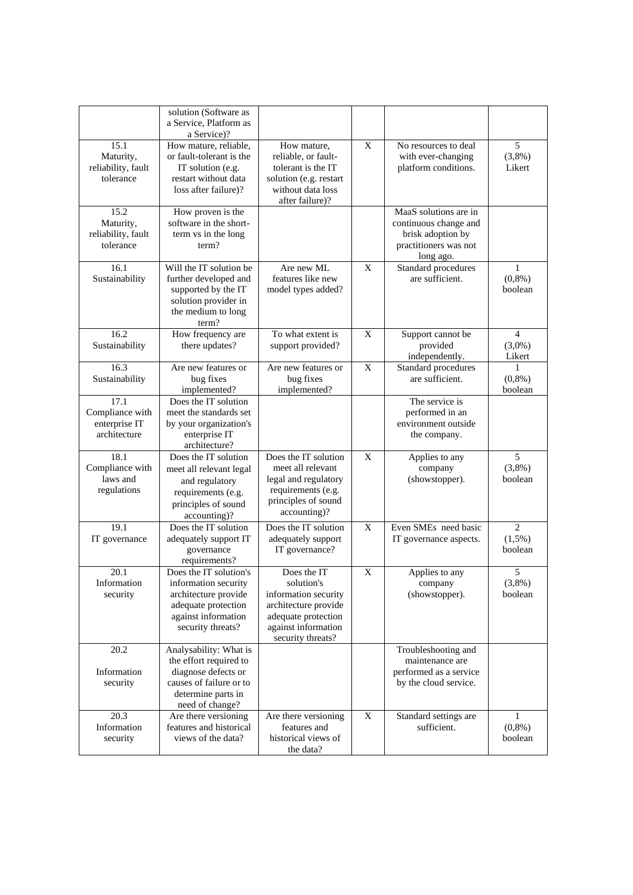| | | | | | |
|---|---|---|---|---|---|
| | solution (Software as a Service, Platform as a Service)? | | | | |
| 15.1 Maturity, reliability, fault tolerance | How mature, reliable, or fault-tolerant is the IT solution (e.g. restart without data loss after failure)? | How mature, reliable, or fault-tolerant is the IT solution (e.g. restart without data loss after failure)? | X | No resources to deal with ever-changing platform conditions. | 5 (3,8%) Likert |
| 15.2 Maturity, reliability, fault tolerance | How proven is the software in the short-term vs in the long term? | | | MaaS solutions are in continuous change and brisk adoption by practitioners was not long ago. | |
| 16.1 Sustainability | Will the IT solution be further developed and supported by the IT solution provider in the medium to long term? | Are new ML features like new model types added? | X | Standard procedures are sufficient. | 1 (0,8%) boolean |
| 16.2 Sustainability | How frequency are there updates? | To what extent is support provided? | X | Support cannot be provided independently. | 4 (3,0%) Likert |
| 16.3 Sustainability | Are new features or bug fixes implemented? | Are new features or bug fixes implemented? | X | Standard procedures are sufficient. | 1 (0,8%) boolean |
| 17.1 Compliance with enterprise IT architecture | Does the IT solution meet the standards set by your organization's enterprise IT architecture? | | | The service is performed in an environment outside the company. | |
| 18.1 Compliance with laws and regulations | Does the IT solution meet all relevant legal and regulatory requirements (e.g. principles of sound accounting)? | Does the IT solution meet all relevant legal and regulatory requirements (e.g. principles of sound accounting)? | X | Applies to any company (showstopper). | 5 (3,8%) boolean |
| 19.1 IT governance | Does the IT solution adequately support IT governance requirements? | Does the IT solution adequately support IT governance? | X | Even SMEs need basic IT governance aspects. | 2 (1,5%) boolean |
| 20.1 Information security | Does the IT solution's information security architecture provide adequate protection against information security threats? | Does the IT solution's information security architecture provide adequate protection against information security threats? | X | Applies to any company (showstopper). | 5 (3,8%) boolean |
| 20.2 Information security | Analysability: What is the effort required to diagnose defects or causes of failure or to determine parts in need of change? | | | Troubleshooting and maintenance are performed as a service by the cloud service. | |
| 20.3 Information security | Are there versioning features and historical views of the data? | Are there versioning features and historical views of the data? | X | Standard settings are sufficient. | 1 (0,8%) boolean |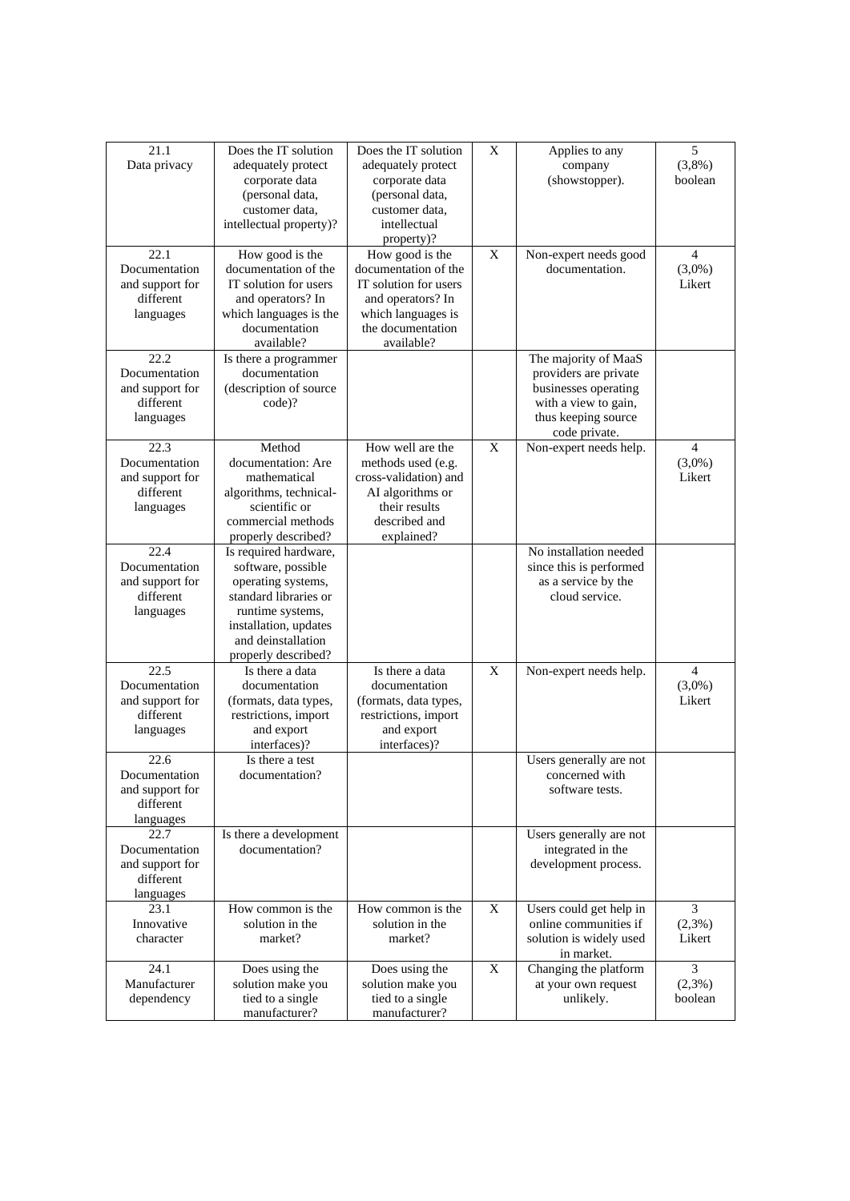| | | | | | |
|---|---|---|---|---|---|
| 21.1 Data privacy | Does the IT solution adequately protect corporate data (personal data, customer data, intellectual property)? | Does the IT solution adequately protect corporate data (personal data, customer data, intellectual property)? | X | Applies to any company (showstopper). | 5 (3,8%) boolean |
| 22.1 Documentation and support for different languages | How good is the documentation of the IT solution for users and operators? In which languages is the documentation available? | How good is the documentation of the IT solution for users and operators? In which languages is the documentation available? | X | Non-expert needs good documentation. | 4 (3,0%) Likert |
| 22.2 Documentation and support for different languages | Is there a programmer documentation (description of source code)? | | | The majority of MaaS providers are private businesses operating with a view to gain, thus keeping source code private. | |
| 22.3 Documentation and support for different languages | Method documentation: Are mathematical algorithms, technical-scientific or commercial methods properly described? | How well are the methods used (e.g. cross-validation) and AI algorithms or their results described and explained? | X | Non-expert needs help. | 4 (3,0%) Likert |
| 22.4 Documentation and support for different languages | Is required hardware, software, possible operating systems, standard libraries or runtime systems, installation, updates and deinstallation properly described? | | | No installation needed since this is performed as a service by the cloud service. | |
| 22.5 Documentation and support for different languages | Is there a data documentation (formats, data types, restrictions, import and export interfaces)? | Is there a data documentation (formats, data types, restrictions, import and export interfaces)? | X | Non-expert needs help. | 4 (3,0%) Likert |
| 22.6 Documentation and support for different languages | Is there a test documentation? | | | Users generally are not concerned with software tests. | |
| 22.7 Documentation and support for different languages | Is there a development documentation? | | | Users generally are not integrated in the development process. | |
| 23.1 Innovative character | How common is the solution in the market? | How common is the solution in the market? | X | Users could get help in online communities if solution is widely used in market. | 3 (2,3%) Likert |
| 24.1 Manufacturer dependency | Does using the solution make you tied to a single manufacturer? | Does using the solution make you tied to a single manufacturer? | X | Changing the platform at your own request unlikely. | 3 (2,3%) boolean |